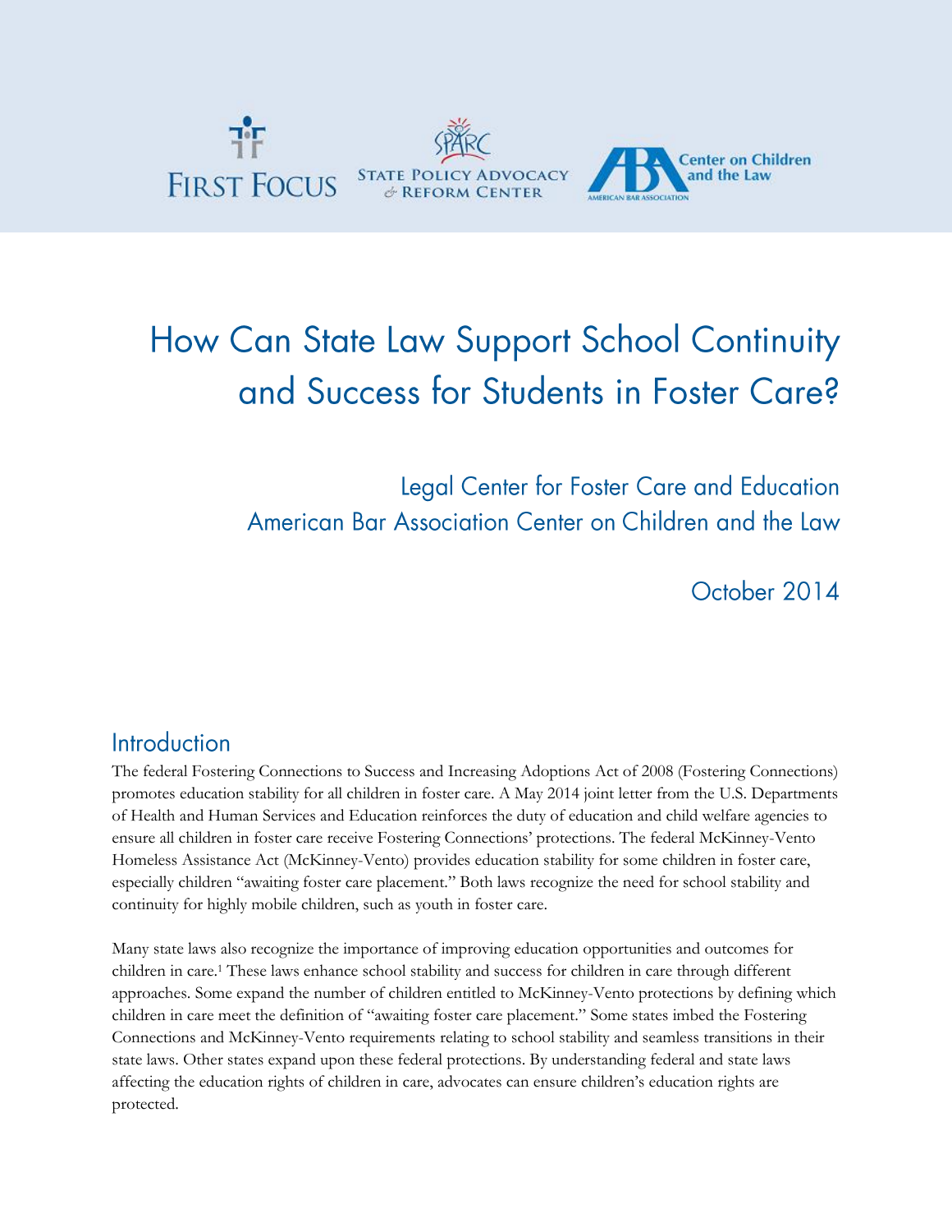FIRST FOCUS STATE POLICY ADVOCACY & REFORM CENTER ABA Center on Children and the Law AMERICAN BAR ASSOCIATION

# How Can State Law Support School Continuity and Success for Students in Foster Care?

Legal Center for Foster Care and Education
American Bar Association Center on Children and the Law

October 2014

## Introduction

The federal Fostering Connections to Success and Increasing Adoptions Act of 2008 (Fostering Connections) promotes education stability for all children in foster care. A May 2014 joint letter from the U.S. Departments of Health and Human Services and Education reinforces the duty of education and child welfare agencies to ensure all children in foster care receive Fostering Connections' protections. The federal McKinney-Vento Homeless Assistance Act (McKinney-Vento) provides education stability for some children in foster care, especially children "awaiting foster care placement." Both laws recognize the need for school stability and continuity for highly mobile children, such as youth in foster care.

Many state laws also recognize the importance of improving education opportunities and outcomes for children in care.[1] These laws enhance school stability and success for children in care through different approaches. Some expand the number of children entitled to McKinney-Vento protections by defining which children in care meet the definition of "awaiting foster care placement." Some states imbed the Fostering Connections and McKinney-Vento requirements relating to school stability and seamless transitions in their state laws. Other states expand upon these federal protections. By understanding federal and state laws affecting the education rights of children in care, advocates can ensure children's education rights are protected.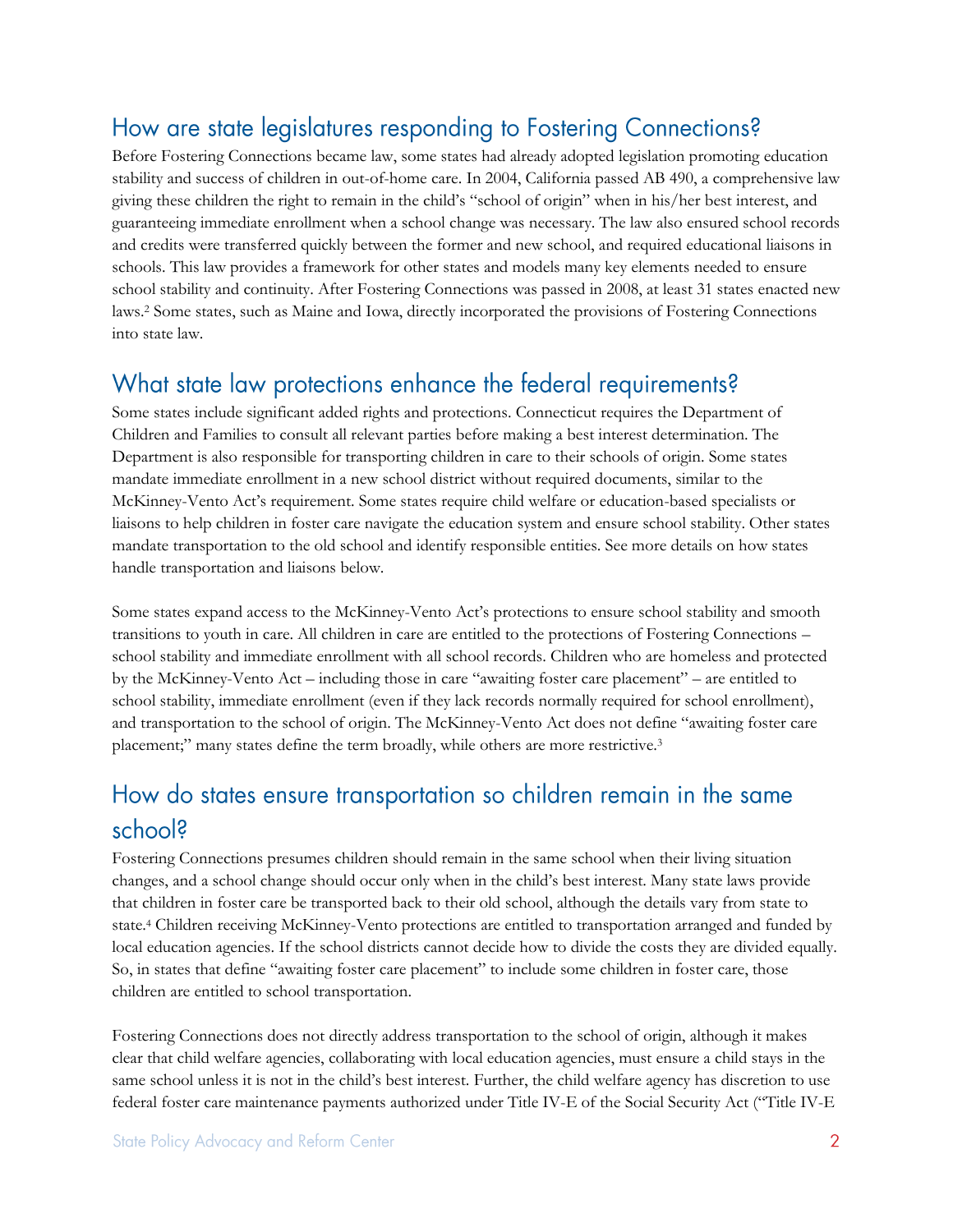## How are state legislatures responding to Fostering Connections?

Before Fostering Connections became law, some states had already adopted legislation promoting education stability and success of children in out-of-home care. In 2004, California passed AB 490, a comprehensive law giving these children the right to remain in the child's "school of origin" when in his/her best interest, and guaranteeing immediate enrollment when a school change was necessary. The law also ensured school records and credits were transferred quickly between the former and new school, and required educational liaisons in schools. This law provides a framework for other states and models many key elements needed to ensure school stability and continuity. After Fostering Connections was passed in 2008, at least 31 states enacted new laws.[2] Some states, such as Maine and Iowa, directly incorporated the provisions of Fostering Connections into state law.

## What state law protections enhance the federal requirements?

Some states include significant added rights and protections. Connecticut requires the Department of Children and Families to consult all relevant parties before making a best interest determination. The Department is also responsible for transporting children in care to their schools of origin. Some states mandate immediate enrollment in a new school district without required documents, similar to the McKinney-Vento Act's requirement. Some states require child welfare or education-based specialists or liaisons to help children in foster care navigate the education system and ensure school stability. Other states mandate transportation to the old school and identify responsible entities. See more details on how states handle transportation and liaisons below.

Some states expand access to the McKinney-Vento Act's protections to ensure school stability and smooth transitions to youth in care. All children in care are entitled to the protections of Fostering Connections – school stability and immediate enrollment with all school records. Children who are homeless and protected by the McKinney-Vento Act – including those in care "awaiting foster care placement" – are entitled to school stability, immediate enrollment (even if they lack records normally required for school enrollment), and transportation to the school of origin. The McKinney-Vento Act does not define "awaiting foster care placement;" many states define the term broadly, while others are more restrictive.[3]

## How do states ensure transportation so children remain in the same school?

Fostering Connections presumes children should remain in the same school when their living situation changes, and a school change should occur only when in the child's best interest. Many state laws provide that children in foster care be transported back to their old school, although the details vary from state to state.[4] Children receiving McKinney-Vento protections are entitled to transportation arranged and funded by local education agencies. If the school districts cannot decide how to divide the costs they are divided equally. So, in states that define "awaiting foster care placement" to include some children in foster care, those children are entitled to school transportation.

Fostering Connections does not directly address transportation to the school of origin, although it makes clear that child welfare agencies, collaborating with local education agencies, must ensure a child stays in the same school unless it is not in the child's best interest. Further, the child welfare agency has discretion to use federal foster care maintenance payments authorized under Title IV-E of the Social Security Act ("Title IV-E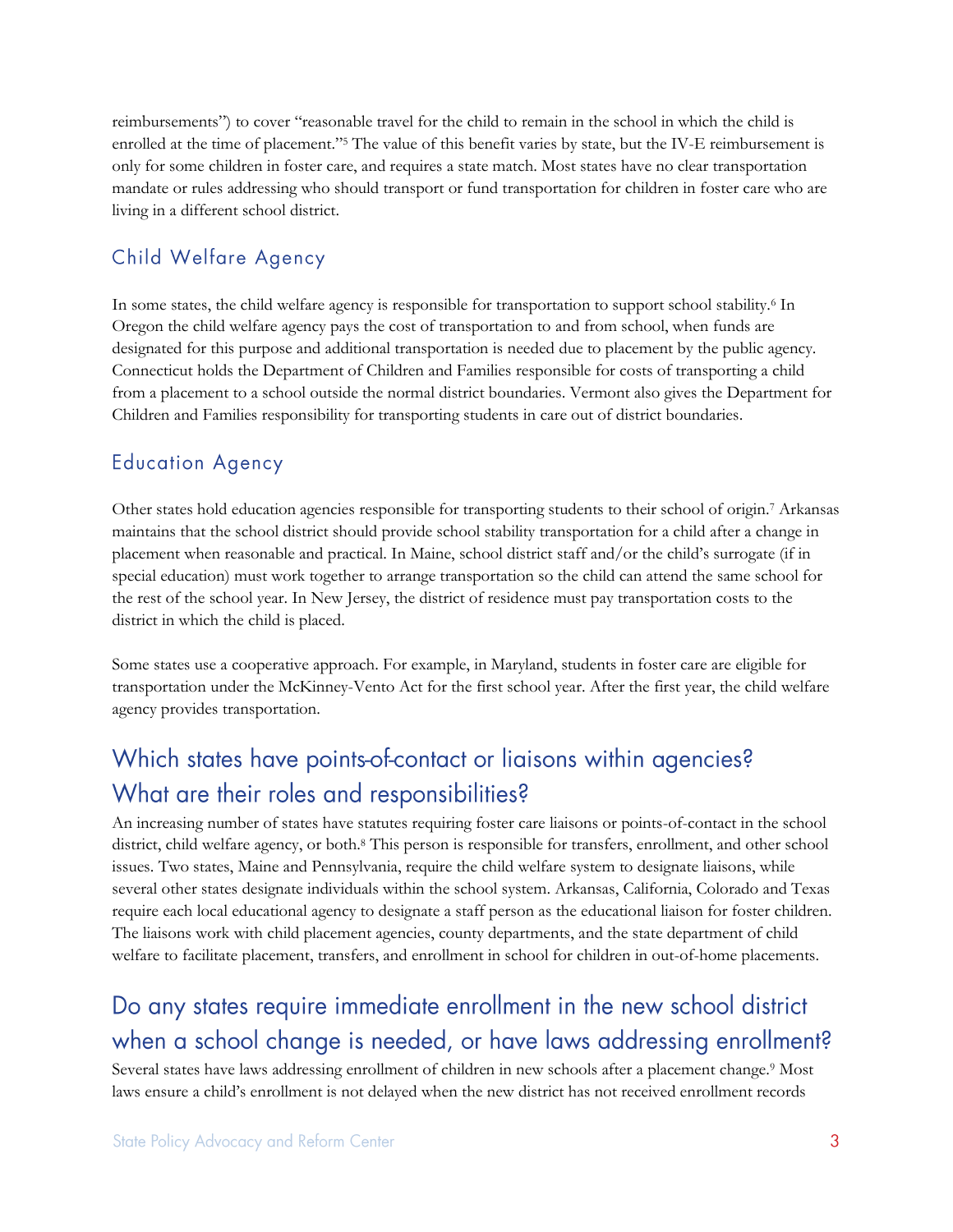reimbursements") to cover "reasonable travel for the child to remain in the school in which the child is enrolled at the time of placement."[5] The value of this benefit varies by state, but the IV-E reimbursement is only for some children in foster care, and requires a state match. Most states have no clear transportation mandate or rules addressing who should transport or fund transportation for children in foster care who are living in a different school district.

### Child Welfare Agency

In some states, the child welfare agency is responsible for transportation to support school stability.[6] In Oregon the child welfare agency pays the cost of transportation to and from school, when funds are designated for this purpose and additional transportation is needed due to placement by the public agency. Connecticut holds the Department of Children and Families responsible for costs of transporting a child from a placement to a school outside the normal district boundaries. Vermont also gives the Department for Children and Families responsibility for transporting students in care out of district boundaries.

### Education Agency

Other states hold education agencies responsible for transporting students to their school of origin.[7] Arkansas maintains that the school district should provide school stability transportation for a child after a change in placement when reasonable and practical. In Maine, school district staff and/or the child's surrogate (if in special education) must work together to arrange transportation so the child can attend the same school for the rest of the school year. In New Jersey, the district of residence must pay transportation costs to the district in which the child is placed.

Some states use a cooperative approach. For example, in Maryland, students in foster care are eligible for transportation under the McKinney-Vento Act for the first school year. After the first year, the child welfare agency provides transportation.

## Which states have points-of-contact or liaisons within agencies? What are their roles and responsibilities?

An increasing number of states have statutes requiring foster care liaisons or points-of-contact in the school district, child welfare agency, or both.[8] This person is responsible for transfers, enrollment, and other school issues. Two states, Maine and Pennsylvania, require the child welfare system to designate liaisons, while several other states designate individuals within the school system. Arkansas, California, Colorado and Texas require each local educational agency to designate a staff person as the educational liaison for foster children. The liaisons work with child placement agencies, county departments, and the state department of child welfare to facilitate placement, transfers, and enrollment in school for children in out-of-home placements.

## Do any states require immediate enrollment in the new school district when a school change is needed, or have laws addressing enrollment?

Several states have laws addressing enrollment of children in new schools after a placement change.[9] Most laws ensure a child's enrollment is not delayed when the new district has not received enrollment records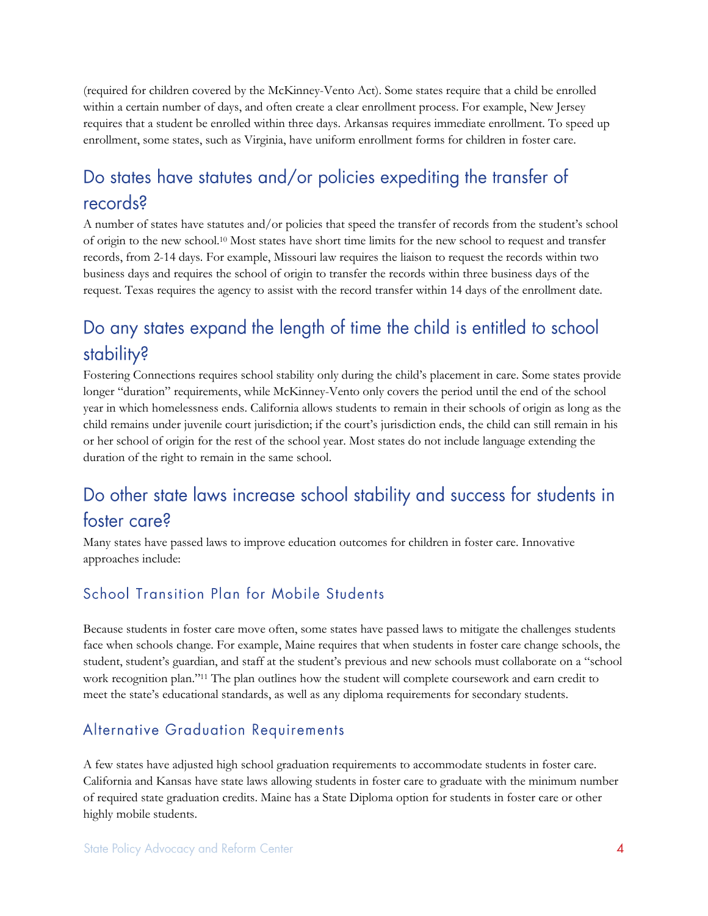(required for children covered by the McKinney-Vento Act). Some states require that a child be enrolled within a certain number of days, and often create a clear enrollment process. For example, New Jersey requires that a student be enrolled within three days. Arkansas requires immediate enrollment. To speed up enrollment, some states, such as Virginia, have uniform enrollment forms for children in foster care.

## Do states have statutes and/or policies expediting the transfer of records?

A number of states have statutes and/or policies that speed the transfer of records from the student's school of origin to the new school.[10] Most states have short time limits for the new school to request and transfer records, from 2-14 days. For example, Missouri law requires the liaison to request the records within two business days and requires the school of origin to transfer the records within three business days of the request. Texas requires the agency to assist with the record transfer within 14 days of the enrollment date.

## Do any states expand the length of time the child is entitled to school stability?

Fostering Connections requires school stability only during the child's placement in care. Some states provide longer "duration" requirements, while McKinney-Vento only covers the period until the end of the school year in which homelessness ends. California allows students to remain in their schools of origin as long as the child remains under juvenile court jurisdiction; if the court's jurisdiction ends, the child can still remain in his or her school of origin for the rest of the school year. Most states do not include language extending the duration of the right to remain in the same school.

## Do other state laws increase school stability and success for students in foster care?

Many states have passed laws to improve education outcomes for children in foster care. Innovative approaches include:

### School Transition Plan for Mobile Students

Because students in foster care move often, some states have passed laws to mitigate the challenges students face when schools change. For example, Maine requires that when students in foster care change schools, the student, student's guardian, and staff at the student's previous and new schools must collaborate on a "school work recognition plan."[11] The plan outlines how the student will complete coursework and earn credit to meet the state's educational standards, as well as any diploma requirements for secondary students.

### Alternative Graduation Requirements

A few states have adjusted high school graduation requirements to accommodate students in foster care. California and Kansas have state laws allowing students in foster care to graduate with the minimum number of required state graduation credits. Maine has a State Diploma option for students in foster care or other highly mobile students.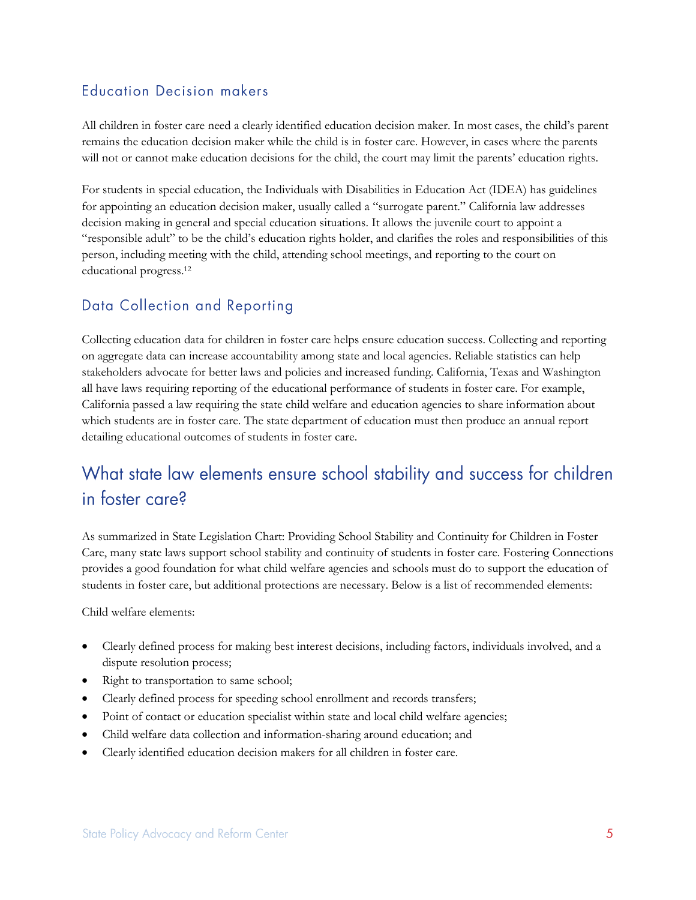### Education Decision makers

All children in foster care need a clearly identified education decision maker. In most cases, the child's parent remains the education decision maker while the child is in foster care. However, in cases where the parents will not or cannot make education decisions for the child, the court may limit the parents' education rights.

For students in special education, the Individuals with Disabilities in Education Act (IDEA) has guidelines for appointing an education decision maker, usually called a "surrogate parent." California law addresses decision making in general and special education situations. It allows the juvenile court to appoint a "responsible adult" to be the child's education rights holder, and clarifies the roles and responsibilities of this person, including meeting with the child, attending school meetings, and reporting to the court on educational progress.[12]

### Data Collection and Reporting

Collecting education data for children in foster care helps ensure education success. Collecting and reporting on aggregate data can increase accountability among state and local agencies. Reliable statistics can help stakeholders advocate for better laws and policies and increased funding. California, Texas and Washington all have laws requiring reporting of the educational performance of students in foster care. For example, California passed a law requiring the state child welfare and education agencies to share information about which students are in foster care. The state department of education must then produce an annual report detailing educational outcomes of students in foster care.

## What state law elements ensure school stability and success for children in foster care?

As summarized in State Legislation Chart: Providing School Stability and Continuity for Children in Foster Care, many state laws support school stability and continuity of students in foster care. Fostering Connections provides a good foundation for what child welfare agencies and schools must do to support the education of students in foster care, but additional protections are necessary. Below is a list of recommended elements:

Child welfare elements:

- Clearly defined process for making best interest decisions, including factors, individuals involved, and a dispute resolution process;
- Right to transportation to same school;
- Clearly defined process for speeding school enrollment and records transfers;
- Point of contact or education specialist within state and local child welfare agencies;
- Child welfare data collection and information-sharing around education; and
- Clearly identified education decision makers for all children in foster care.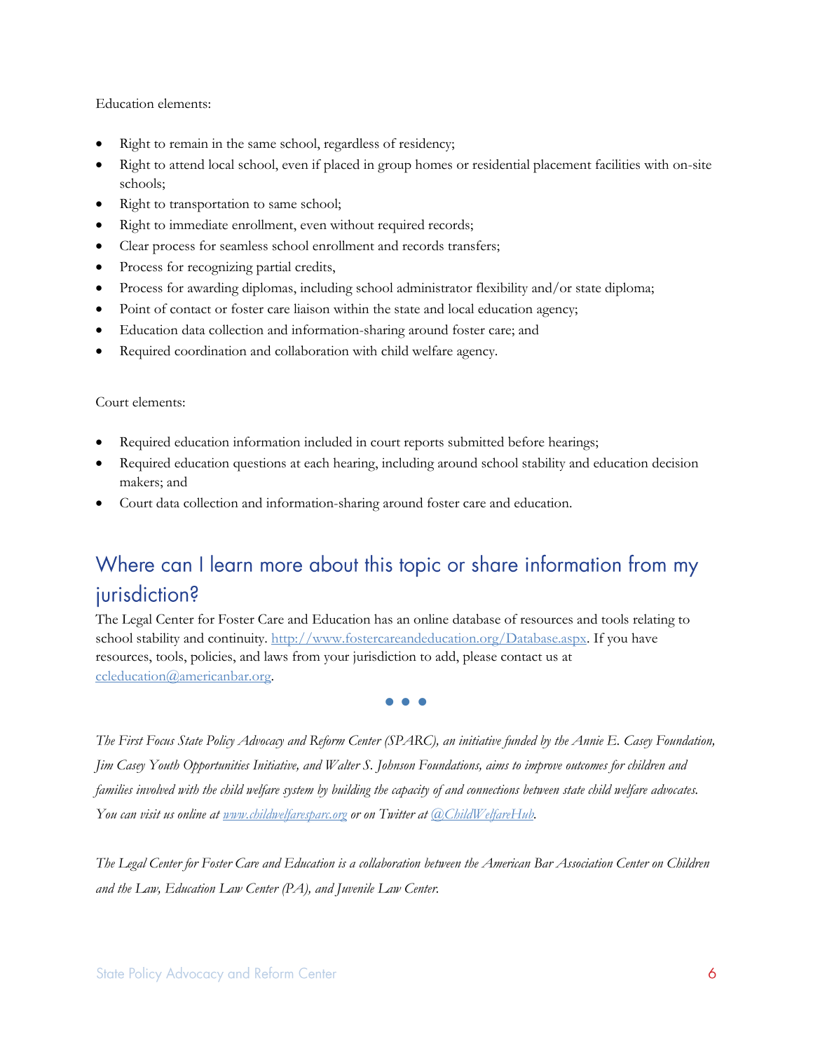Education elements:

- Right to remain in the same school, regardless of residency;
- Right to attend local school, even if placed in group homes or residential placement facilities with on-site schools;
- Right to transportation to same school;
- Right to immediate enrollment, even without required records;
- Clear process for seamless school enrollment and records transfers;
- Process for recognizing partial credits,
- Process for awarding diplomas, including school administrator flexibility and/or state diploma;
- Point of contact or foster care liaison within the state and local education agency;
- Education data collection and information-sharing around foster care; and
- Required coordination and collaboration with child welfare agency.

Court elements:

- Required education information included in court reports submitted before hearings;
- Required education questions at each hearing, including around school stability and education decision makers; and
- Court data collection and information-sharing around foster care and education.

## Where can I learn more about this topic or share information from my jurisdiction?

The Legal Center for Foster Care and Education has an online database of resources and tools relating to school stability and continuity. [http://www.fostercareandeducation.org/Database.aspx](http://www.fostercareandeducation.org/Database.aspx). If you have resources, tools, policies, and laws from your jurisdiction to add, please contact us at [ccleducation@americanbar.org](mailto:ccleducation@americanbar.org).

• • •

*The First Focus State Policy Advocacy and Reform Center (SPARC), an initiative funded by the Annie E. Casey Foundation, Jim Casey Youth Opportunities Initiative, and Walter S. Johnson Foundations, aims to improve outcomes for children and families involved with the child welfare system by building the capacity of and connections between state child welfare advocates. You can visit us online at [www.childwelfaresparc.org](http://www.childwelfaresparc.org) or on Twitter at [@ChildWelfareHub](https://twitter.com/ChildWelfareHub).*

*The Legal Center for Foster Care and Education is a collaboration between the American Bar Association Center on Children and the Law, Education Law Center (PA), and Juvenile Law Center.*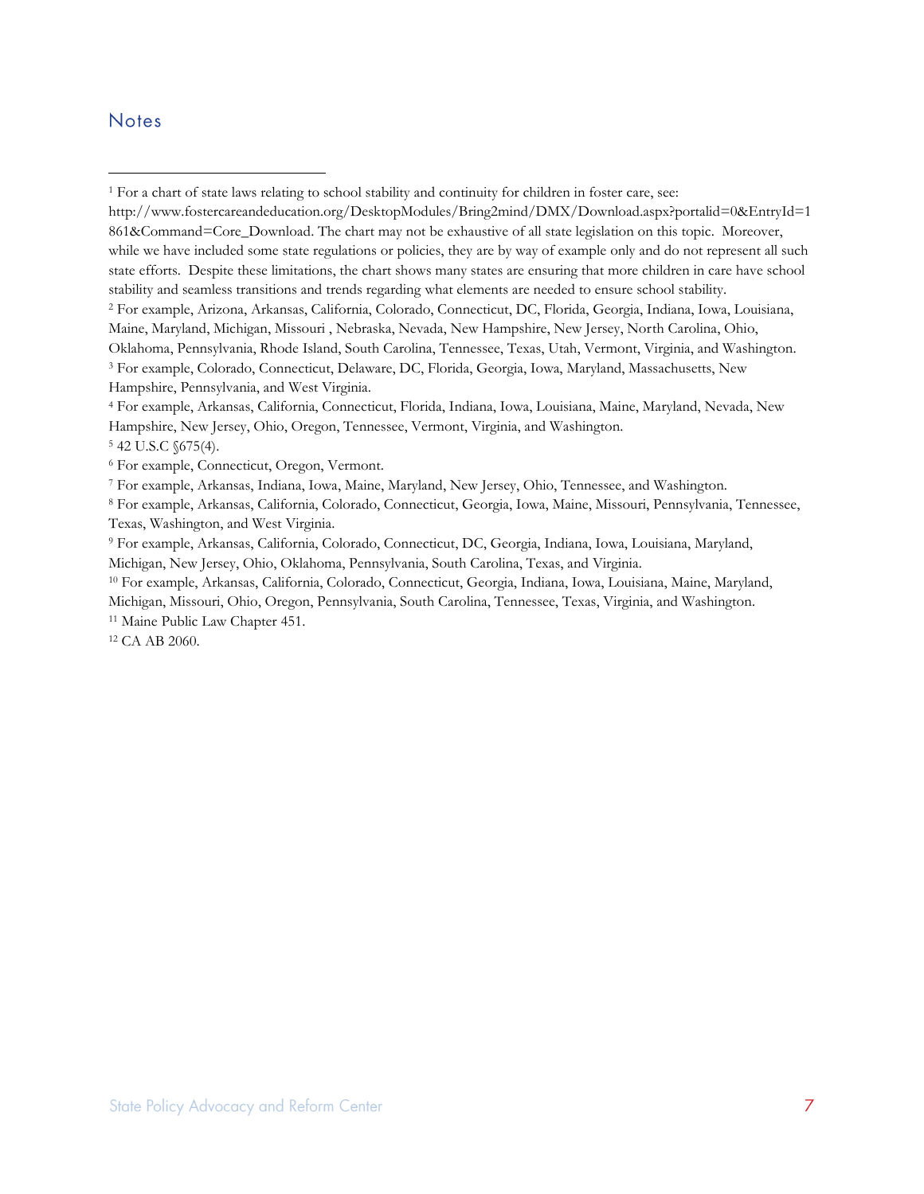## Notes

[1] For a chart of state laws relating to school stability and continuity for children in foster care, see: http://www.fostercareandeducation.org/DesktopModules/Bring2mind/DMX/Download.aspx?portalid=0&EntryId=1861&Command=Core_Download. The chart may not be exhaustive of all state legislation on this topic. Moreover, while we have included some state regulations or policies, they are by way of example only and do not represent all such state efforts. Despite these limitations, the chart shows many states are ensuring that more children in care have school stability and seamless transitions and trends regarding what elements are needed to ensure school stability.

[2] For example, Arizona, Arkansas, California, Colorado, Connecticut, DC, Florida, Georgia, Indiana, Iowa, Louisiana, Maine, Maryland, Michigan, Missouri , Nebraska, Nevada, New Hampshire, New Jersey, North Carolina, Ohio, Oklahoma, Pennsylvania, Rhode Island, South Carolina, Tennessee, Texas, Utah, Vermont, Virginia, and Washington.

[3] For example, Colorado, Connecticut, Delaware, DC, Florida, Georgia, Iowa, Maryland, Massachusetts, New Hampshire, Pennsylvania, and West Virginia.

[4] For example, Arkansas, California, Connecticut, Florida, Indiana, Iowa, Louisiana, Maine, Maryland, Nevada, New Hampshire, New Jersey, Ohio, Oregon, Tennessee, Vermont, Virginia, and Washington.

[5] 42 U.S.C §675(4).

[6] For example, Connecticut, Oregon, Vermont.

[7] For example, Arkansas, Indiana, Iowa, Maine, Maryland, New Jersey, Ohio, Tennessee, and Washington.

[8] For example, Arkansas, California, Colorado, Connecticut, Georgia, Iowa, Maine, Missouri, Pennsylvania, Tennessee, Texas, Washington, and West Virginia.

[9] For example, Arkansas, California, Colorado, Connecticut, DC, Georgia, Indiana, Iowa, Louisiana, Maryland, Michigan, New Jersey, Ohio, Oklahoma, Pennsylvania, South Carolina, Texas, and Virginia.

[10] For example, Arkansas, California, Colorado, Connecticut, Georgia, Indiana, Iowa, Louisiana, Maine, Maryland, Michigan, Missouri, Ohio, Oregon, Pennsylvania, South Carolina, Tennessee, Texas, Virginia, and Washington.

[11] Maine Public Law Chapter 451.

[12] CA AB 2060.